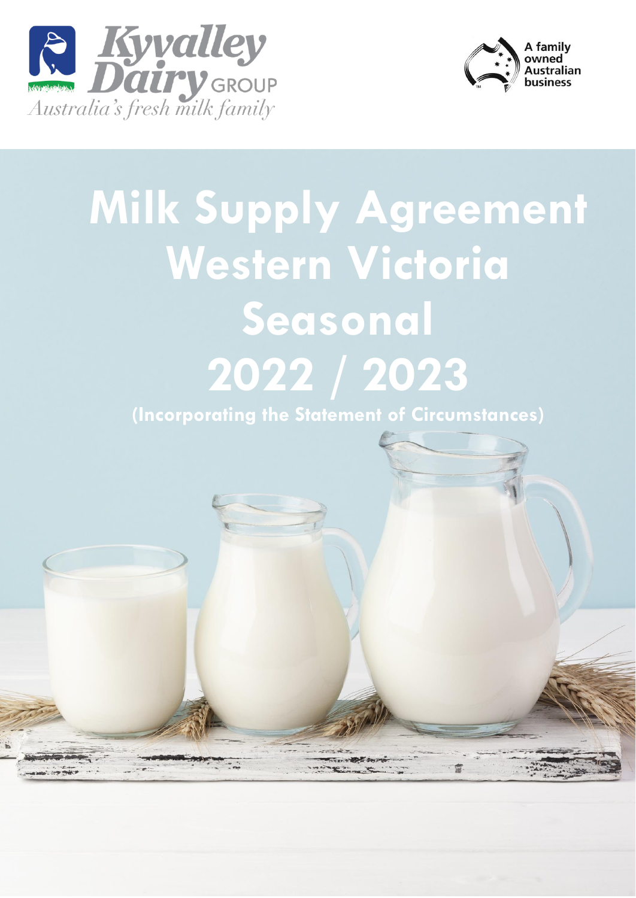Kyvalley Dairy GROUP

*Australia's fresh milk family*

A family owned Australian business

# Milk Supply Agreement Western Victoria Seasonal 2022 / 2023

**(Incorporating the Statement of Circumstances)**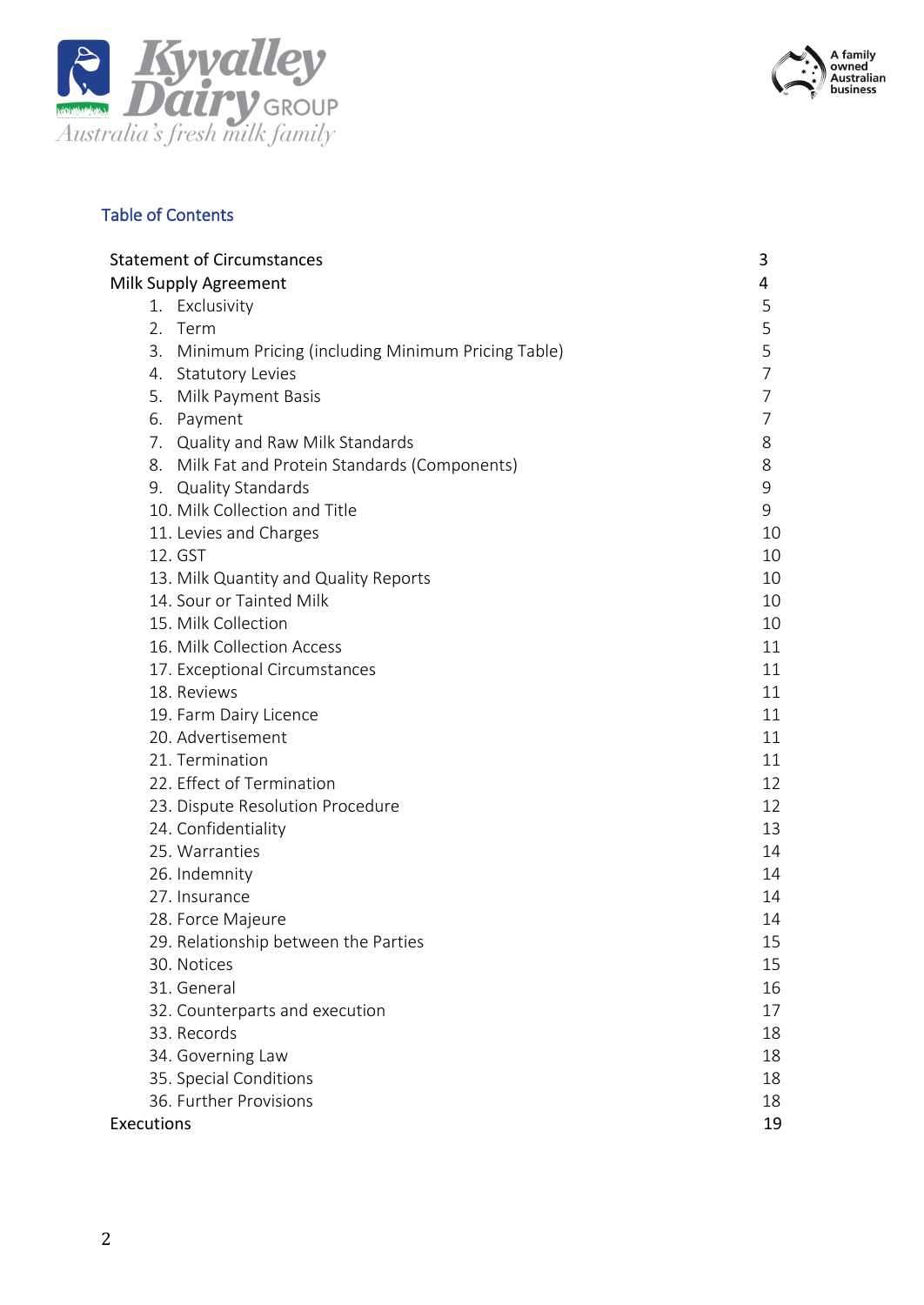## Table of Contents

| | |
|---|---|
| Statement of Circumstances | 3 |
| Milk Supply Agreement | 4 |
| 1. Exclusivity | 5 |
| 2. Term | 5 |
| 3. Minimum Pricing (including Minimum Pricing Table) | 5 |
| 4. Statutory Levies | 7 |
| 5. Milk Payment Basis | 7 |
| 6. Payment | 7 |
| 7. Quality and Raw Milk Standards | 8 |
| 8. Milk Fat and Protein Standards (Components) | 8 |
| 9. Quality Standards | 9 |
| 10. Milk Collection and Title | 9 |
| 11. Levies and Charges | 10 |
| 12. GST | 10 |
| 13. Milk Quantity and Quality Reports | 10 |
| 14. Sour or Tainted Milk | 10 |
| 15. Milk Collection | 10 |
| 16. Milk Collection Access | 11 |
| 17. Exceptional Circumstances | 11 |
| 18. Reviews | 11 |
| 19. Farm Dairy Licence | 11 |
| 20. Advertisement | 11 |
| 21. Termination | 11 |
| 22. Effect of Termination | 12 |
| 23. Dispute Resolution Procedure | 12 |
| 24. Confidentiality | 13 |
| 25. Warranties | 14 |
| 26. Indemnity | 14 |
| 27. Insurance | 14 |
| 28. Force Majeure | 14 |
| 29. Relationship between the Parties | 15 |
| 30. Notices | 15 |
| 31. General | 16 |
| 32. Counterparts and execution | 17 |
| 33. Records | 18 |
| 34. Governing Law | 18 |
| 35. Special Conditions | 18 |
| 36. Further Provisions | 18 |
| Executions | 19 |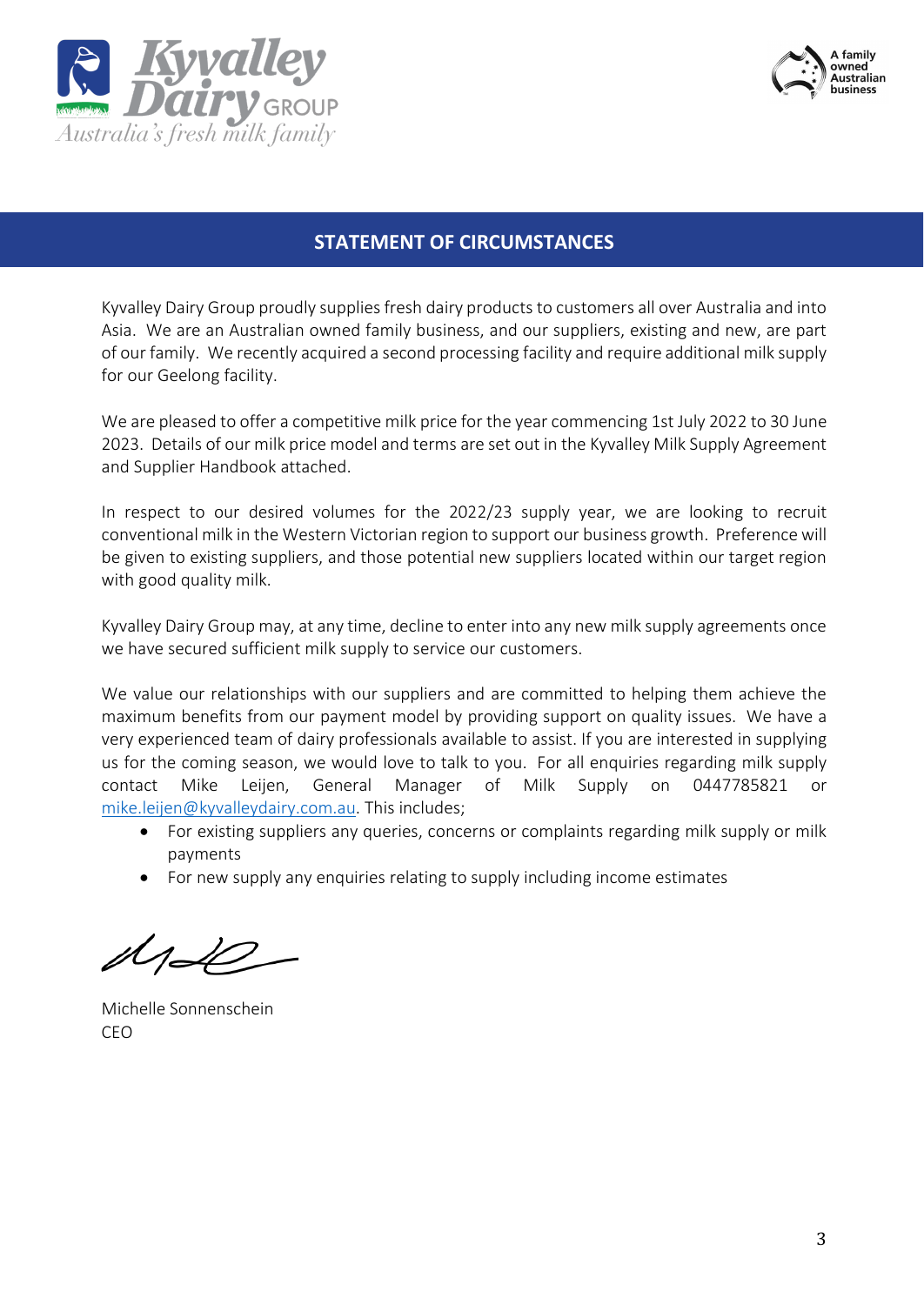## STATEMENT OF CIRCUMSTANCES

Kyvalley Dairy Group proudly supplies fresh dairy products to customers all over Australia and into Asia. We are an Australian owned family business, and our suppliers, existing and new, are part of our family. We recently acquired a second processing facility and require additional milk supply for our Geelong facility.

We are pleased to offer a competitive milk price for the year commencing 1st July 2022 to 30 June 2023. Details of our milk price model and terms are set out in the Kyvalley Milk Supply Agreement and Supplier Handbook attached.

In respect to our desired volumes for the 2022/23 supply year, we are looking to recruit conventional milk in the Western Victorian region to support our business growth. Preference will be given to existing suppliers, and those potential new suppliers located within our target region with good quality milk.

Kyvalley Dairy Group may, at any time, decline to enter into any new milk supply agreements once we have secured sufficient milk supply to service our customers.

We value our relationships with our suppliers and are committed to helping them achieve the maximum benefits from our payment model by providing support on quality issues. We have a very experienced team of dairy professionals available to assist. If you are interested in supplying us for the coming season, we would love to talk to you. For all enquiries regarding milk supply contact Mike Leijen, General Manager of Milk Supply on 0447785821 or mike.leijen@kyvalleydairy.com.au. This includes;

- For existing suppliers any queries, concerns or complaints regarding milk supply or milk payments
- For new supply any enquiries relating to supply including income estimates

Michelle Sonnenschein
CEO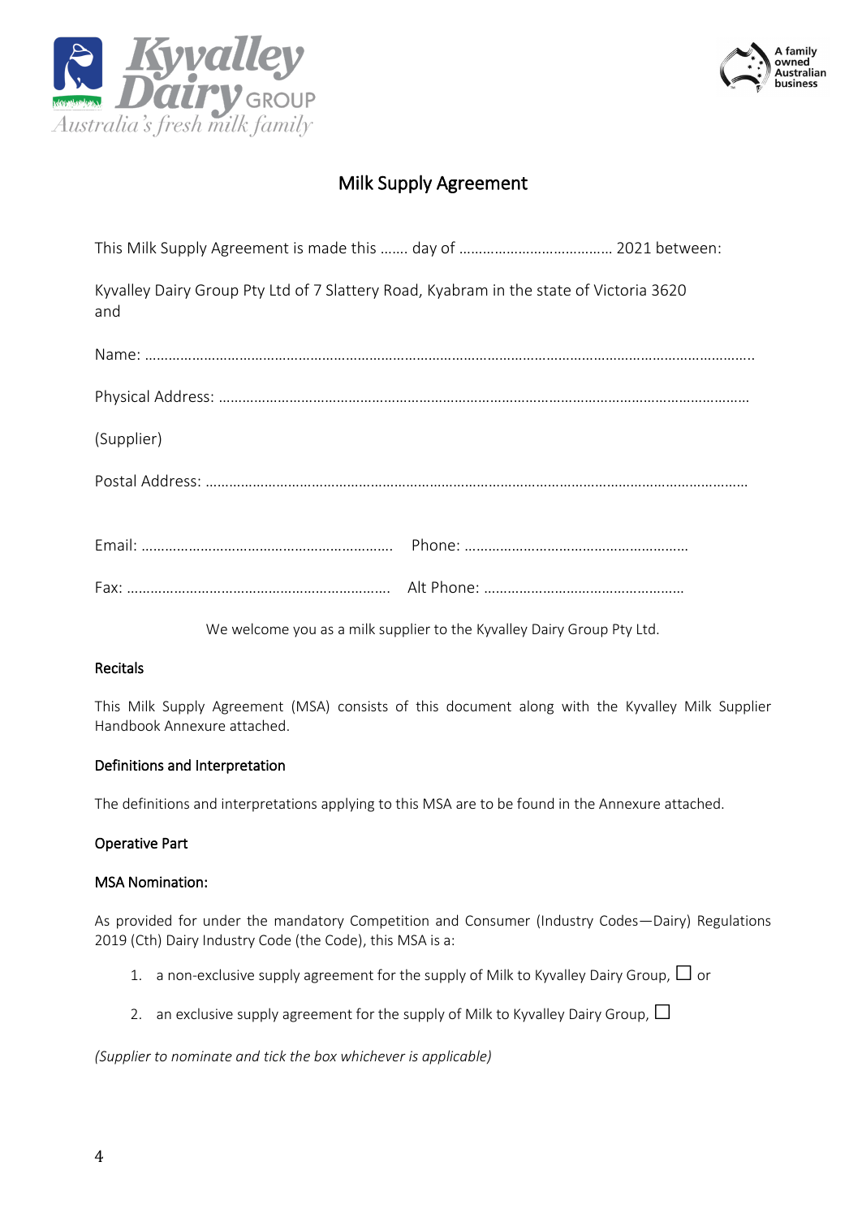# Milk Supply Agreement

This Milk Supply Agreement is made this ……. day of ………………………………… 2021 between:

Kyvalley Dairy Group Pty Ltd of 7 Slattery Road, Kyabram in the state of Victoria 3620 and

Name: ……………………………………………………………………………………………………………………………………..

Physical Address: ………………………………………………………………………………………………………………………

(Supplier)

Postal Address: ……………………………………………………………………………………………………………………………

Email: ……………………………………………………… Phone: …………………………………………………

Fax: ………………………………………………………… Alt Phone: ……………………………………………

We welcome you as a milk supplier to the Kyvalley Dairy Group Pty Ltd.

**Recitals**

This Milk Supply Agreement (MSA) consists of this document along with the Kyvalley Milk Supplier Handbook Annexure attached.

**Definitions and Interpretation**

The definitions and interpretations applying to this MSA are to be found in the Annexure attached.

**Operative Part**

**MSA Nomination:**

As provided for under the mandatory Competition and Consumer (Industry Codes—Dairy) Regulations 2019 (Cth) Dairy Industry Code (the Code), this MSA is a:

1. a non-exclusive supply agreement for the supply of Milk to Kyvalley Dairy Group, ☐ or
2. an exclusive supply agreement for the supply of Milk to Kyvalley Dairy Group, ☐

*(Supplier to nominate and tick the box whichever is applicable)*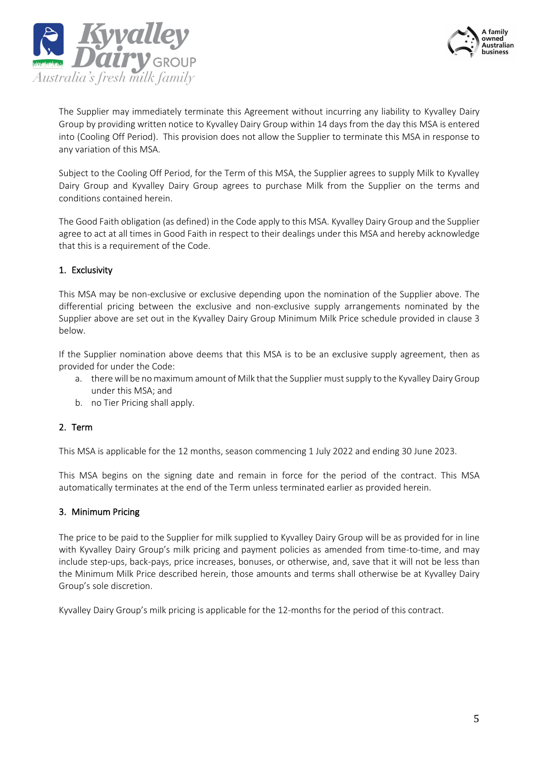The Supplier may immediately terminate this Agreement without incurring any liability to Kyvalley Dairy Group by providing written notice to Kyvalley Dairy Group within 14 days from the day this MSA is entered into (Cooling Off Period). This provision does not allow the Supplier to terminate this MSA in response to any variation of this MSA.

Subject to the Cooling Off Period, for the Term of this MSA, the Supplier agrees to supply Milk to Kyvalley Dairy Group and Kyvalley Dairy Group agrees to purchase Milk from the Supplier on the terms and conditions contained herein.

The Good Faith obligation (as defined) in the Code apply to this MSA. Kyvalley Dairy Group and the Supplier agree to act at all times in Good Faith in respect to their dealings under this MSA and hereby acknowledge that this is a requirement of the Code.

## 1. Exclusivity

This MSA may be non-exclusive or exclusive depending upon the nomination of the Supplier above. The differential pricing between the exclusive and non-exclusive supply arrangements nominated by the Supplier above are set out in the Kyvalley Dairy Group Minimum Milk Price schedule provided in clause 3 below.

If the Supplier nomination above deems that this MSA is to be an exclusive supply agreement, then as provided for under the Code:

a. there will be no maximum amount of Milk that the Supplier must supply to the Kyvalley Dairy Group under this MSA; and
b. no Tier Pricing shall apply.

## 2. Term

This MSA is applicable for the 12 months, season commencing 1 July 2022 and ending 30 June 2023.

This MSA begins on the signing date and remain in force for the period of the contract. This MSA automatically terminates at the end of the Term unless terminated earlier as provided herein.

## 3. Minimum Pricing

The price to be paid to the Supplier for milk supplied to Kyvalley Dairy Group will be as provided for in line with Kyvalley Dairy Group's milk pricing and payment policies as amended from time-to-time, and may include step-ups, back-pays, price increases, bonuses, or otherwise, and, save that it will not be less than the Minimum Milk Price described herein, those amounts and terms shall otherwise be at Kyvalley Dairy Group's sole discretion.

Kyvalley Dairy Group's milk pricing is applicable for the 12-months for the period of this contract.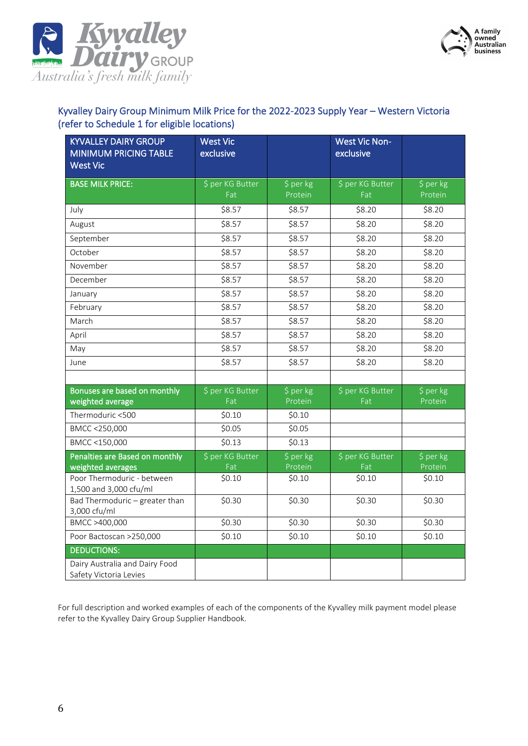## Kyvalley Dairy Group Minimum Milk Price for the 2022-2023 Supply Year – Western Victoria (refer to Schedule 1 for eligible locations)

| KYVALLEY DAIRY GROUP MINIMUM PRICING TABLE West Vic | West Vic exclusive | | West Vic Non-exclusive | |
|---|---|---|---|---|
| **BASE MILK PRICE:** | $ per KG Butter Fat | $ per kg Protein | $ per KG Butter Fat | $ per kg Protein |
| July | $8.57 | $8.57 | $8.20 | $8.20 |
| August | $8.57 | $8.57 | $8.20 | $8.20 |
| September | $8.57 | $8.57 | $8.20 | $8.20 |
| October | $8.57 | $8.57 | $8.20 | $8.20 |
| November | $8.57 | $8.57 | $8.20 | $8.20 |
| December | $8.57 | $8.57 | $8.20 | $8.20 |
| January | $8.57 | $8.57 | $8.20 | $8.20 |
| February | $8.57 | $8.57 | $8.20 | $8.20 |
| March | $8.57 | $8.57 | $8.20 | $8.20 |
| April | $8.57 | $8.57 | $8.20 | $8.20 |
| May | $8.57 | $8.57 | $8.20 | $8.20 |
| June | $8.57 | $8.57 | $8.20 | $8.20 |
| | | | | |
| **Bonuses are based on monthly weighted average** | $ per KG Butter Fat | $ per kg Protein | $ per KG Butter Fat | $ per kg Protein |
| Thermoduric <500 | $0.10 | $0.10 | | |
| BMCC <250,000 | $0.05 | $0.05 | | |
| BMCC <150,000 | $0.13 | $0.13 | | |
| **Penalties are Based on monthly weighted averages** | $ per KG Butter Fat | $ per kg Protein | $ per KG Butter Fat | $ per kg Protein |
| Poor Thermoduric - between 1,500 and 3,000 cfu/ml | $0.10 | $0.10 | $0.10 | $0.10 |
| Bad Thermoduric – greater than 3,000 cfu/ml | $0.30 | $0.30 | $0.30 | $0.30 |
| BMCC >400,000 | $0.30 | $0.30 | $0.30 | $0.30 |
| Poor Bactoscan >250,000 | $0.10 | $0.10 | $0.10 | $0.10 |
| **DEDUCTIONS:** | | | | |
| Dairy Australia and Dairy Food Safety Victoria Levies | | | | |

For full description and worked examples of each of the components of the Kyvalley milk payment model please refer to the Kyvalley Dairy Group Supplier Handbook.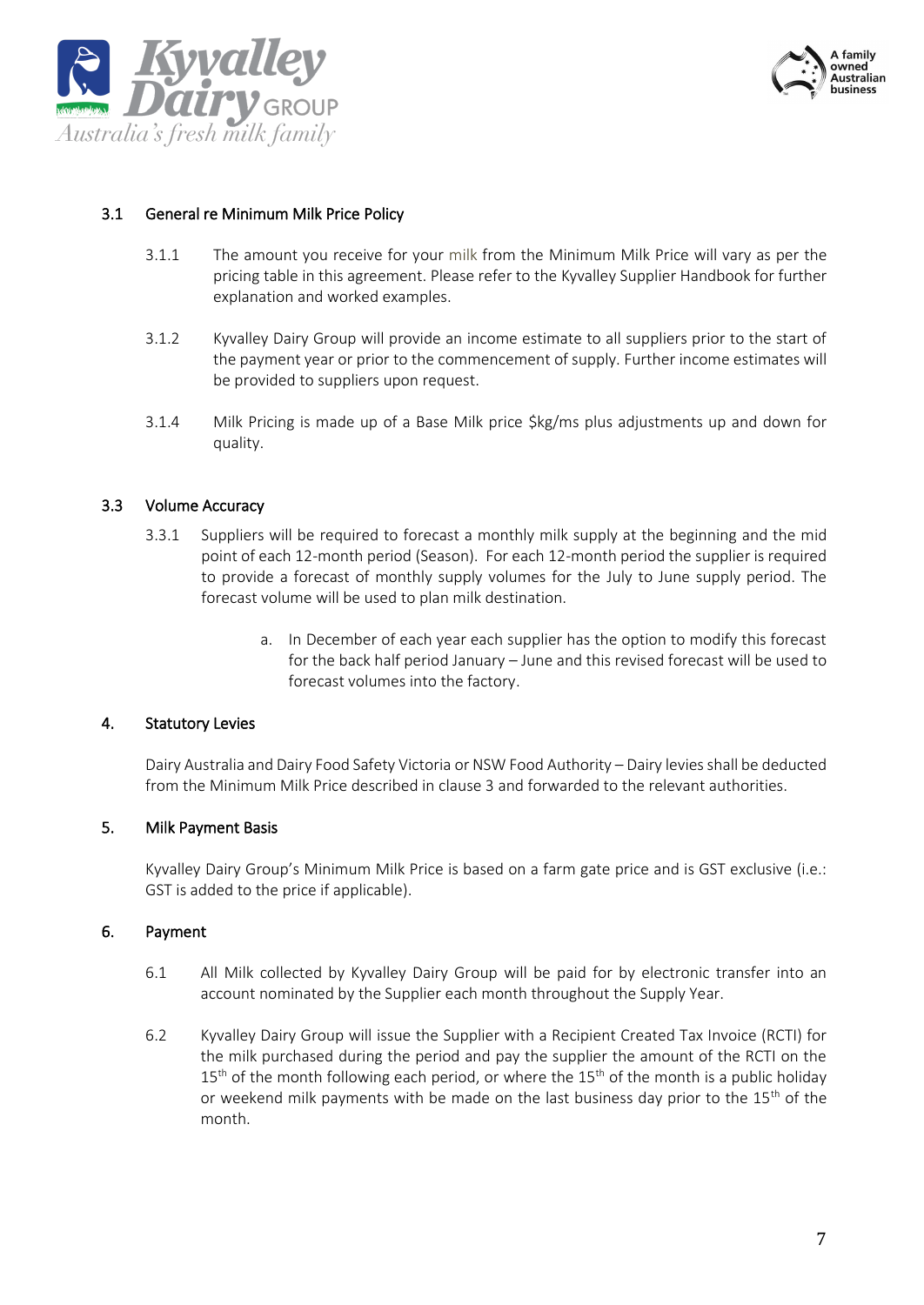### 3.1 General re Minimum Milk Price Policy

3.1.1 The amount you receive for your milk from the Minimum Milk Price will vary as per the pricing table in this agreement. Please refer to the Kyvalley Supplier Handbook for further explanation and worked examples.

3.1.2 Kyvalley Dairy Group will provide an income estimate to all suppliers prior to the start of the payment year or prior to the commencement of supply. Further income estimates will be provided to suppliers upon request.

3.1.4 Milk Pricing is made up of a Base Milk price $kg/ms plus adjustments up and down for quality.

### 3.3 Volume Accuracy

3.3.1 Suppliers will be required to forecast a monthly milk supply at the beginning and the mid point of each 12-month period (Season). For each 12-month period the supplier is required to provide a forecast of monthly supply volumes for the July to June supply period. The forecast volume will be used to plan milk destination.

a. In December of each year each supplier has the option to modify this forecast for the back half period January – June and this revised forecast will be used to forecast volumes into the factory.

### 4. Statutory Levies

Dairy Australia and Dairy Food Safety Victoria or NSW Food Authority – Dairy levies shall be deducted from the Minimum Milk Price described in clause 3 and forwarded to the relevant authorities.

### 5. Milk Payment Basis

Kyvalley Dairy Group's Minimum Milk Price is based on a farm gate price and is GST exclusive (i.e.: GST is added to the price if applicable).

### 6. Payment

6.1 All Milk collected by Kyvalley Dairy Group will be paid for by electronic transfer into an account nominated by the Supplier each month throughout the Supply Year.

6.2 Kyvalley Dairy Group will issue the Supplier with a Recipient Created Tax Invoice (RCTI) for the milk purchased during the period and pay the supplier the amount of the RCTI on the 15th of the month following each period, or where the 15th of the month is a public holiday or weekend milk payments with be made on the last business day prior to the 15th of the month.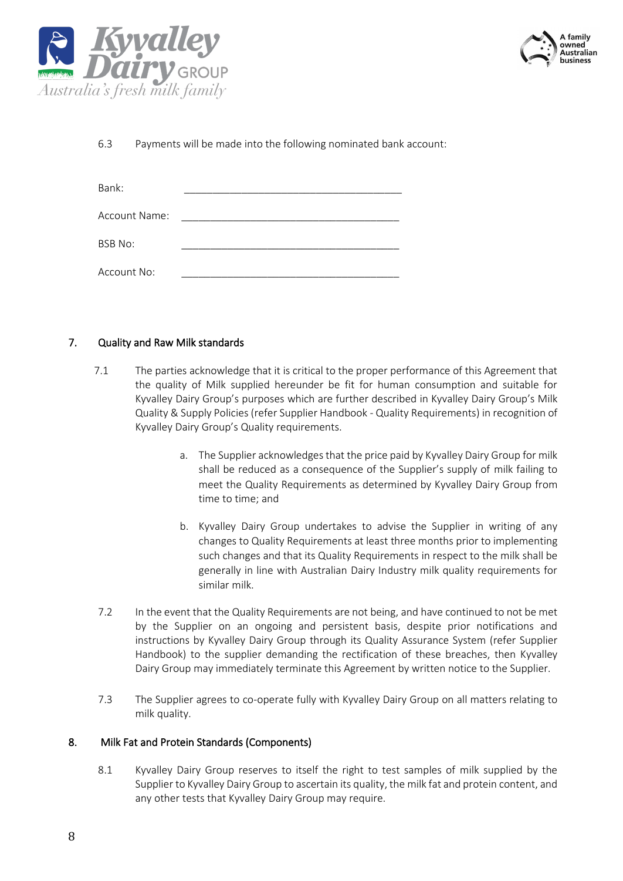6.3 Payments will be made into the following nominated bank account:

Bank: ______________________________________

Account Name: ______________________________________

BSB No: ______________________________________

Account No: ______________________________________

## 7. Quality and Raw Milk standards

7.1 The parties acknowledge that it is critical to the proper performance of this Agreement that the quality of Milk supplied hereunder be fit for human consumption and suitable for Kyvalley Dairy Group's purposes which are further described in Kyvalley Dairy Group's Milk Quality & Supply Policies (refer Supplier Handbook - Quality Requirements) in recognition of Kyvalley Dairy Group's Quality requirements.

a. The Supplier acknowledges that the price paid by Kyvalley Dairy Group for milk shall be reduced as a consequence of the Supplier's supply of milk failing to meet the Quality Requirements as determined by Kyvalley Dairy Group from time to time; and

b. Kyvalley Dairy Group undertakes to advise the Supplier in writing of any changes to Quality Requirements at least three months prior to implementing such changes and that its Quality Requirements in respect to the milk shall be generally in line with Australian Dairy Industry milk quality requirements for similar milk.

7.2 In the event that the Quality Requirements are not being, and have continued to not be met by the Supplier on an ongoing and persistent basis, despite prior notifications and instructions by Kyvalley Dairy Group through its Quality Assurance System (refer Supplier Handbook) to the supplier demanding the rectification of these breaches, then Kyvalley Dairy Group may immediately terminate this Agreement by written notice to the Supplier.

7.3 The Supplier agrees to co-operate fully with Kyvalley Dairy Group on all matters relating to milk quality.

## 8. Milk Fat and Protein Standards (Components)

8.1 Kyvalley Dairy Group reserves to itself the right to test samples of milk supplied by the Supplier to Kyvalley Dairy Group to ascertain its quality, the milk fat and protein content, and any other tests that Kyvalley Dairy Group may require.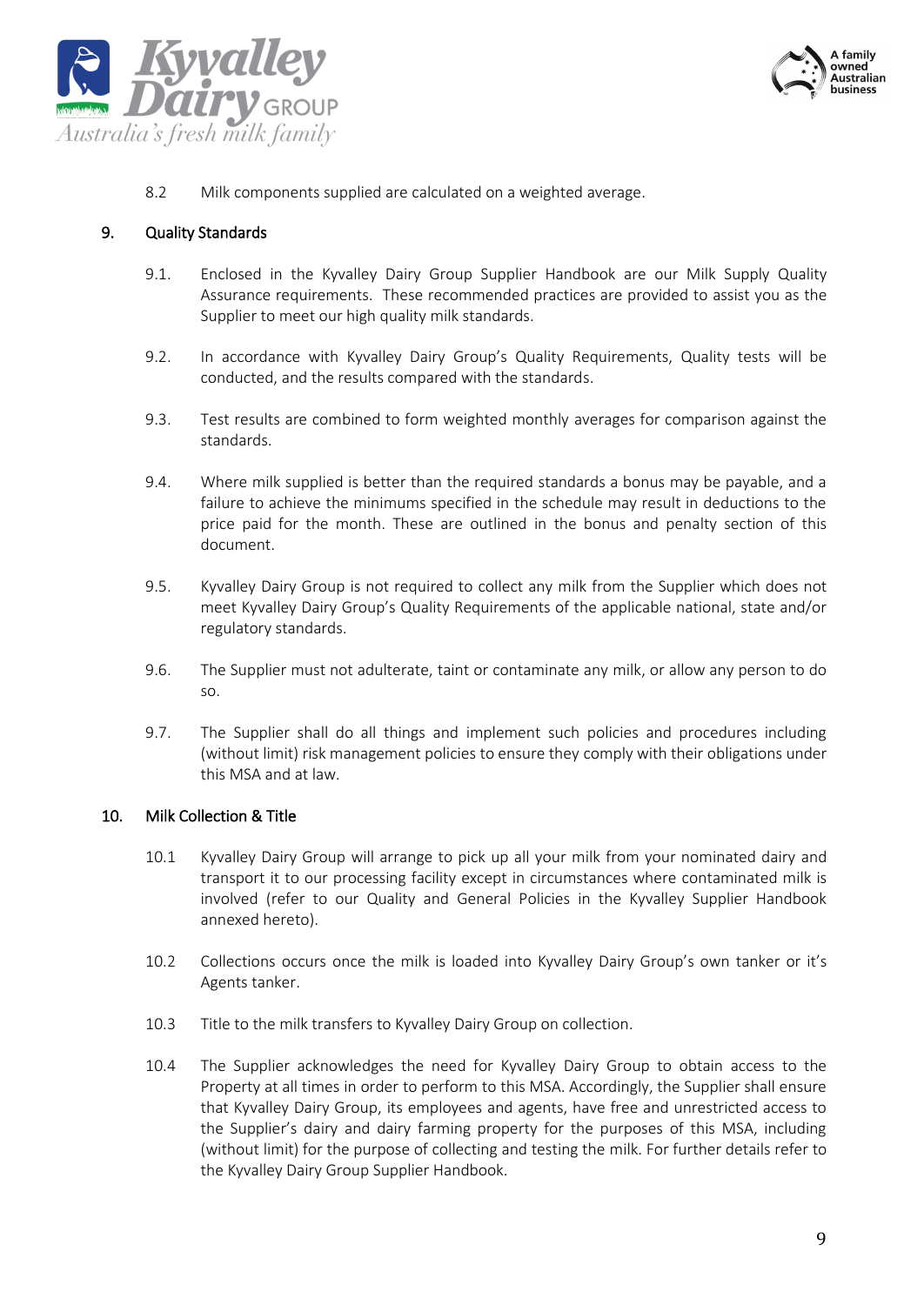8.2 Milk components supplied are calculated on a weighted average.

## 9. Quality Standards

9.1. Enclosed in the Kyvalley Dairy Group Supplier Handbook are our Milk Supply Quality Assurance requirements. These recommended practices are provided to assist you as the Supplier to meet our high quality milk standards.

9.2. In accordance with Kyvalley Dairy Group's Quality Requirements, Quality tests will be conducted, and the results compared with the standards.

9.3. Test results are combined to form weighted monthly averages for comparison against the standards.

9.4. Where milk supplied is better than the required standards a bonus may be payable, and a failure to achieve the minimums specified in the schedule may result in deductions to the price paid for the month. These are outlined in the bonus and penalty section of this document.

9.5. Kyvalley Dairy Group is not required to collect any milk from the Supplier which does not meet Kyvalley Dairy Group's Quality Requirements of the applicable national, state and/or regulatory standards.

9.6. The Supplier must not adulterate, taint or contaminate any milk, or allow any person to do so.

9.7. The Supplier shall do all things and implement such policies and procedures including (without limit) risk management policies to ensure they comply with their obligations under this MSA and at law.

## 10. Milk Collection & Title

10.1 Kyvalley Dairy Group will arrange to pick up all your milk from your nominated dairy and transport it to our processing facility except in circumstances where contaminated milk is involved (refer to our Quality and General Policies in the Kyvalley Supplier Handbook annexed hereto).

10.2 Collections occurs once the milk is loaded into Kyvalley Dairy Group's own tanker or it's Agents tanker.

10.3 Title to the milk transfers to Kyvalley Dairy Group on collection.

10.4 The Supplier acknowledges the need for Kyvalley Dairy Group to obtain access to the Property at all times in order to perform to this MSA. Accordingly, the Supplier shall ensure that Kyvalley Dairy Group, its employees and agents, have free and unrestricted access to the Supplier's dairy and dairy farming property for the purposes of this MSA, including (without limit) for the purpose of collecting and testing the milk. For further details refer to the Kyvalley Dairy Group Supplier Handbook.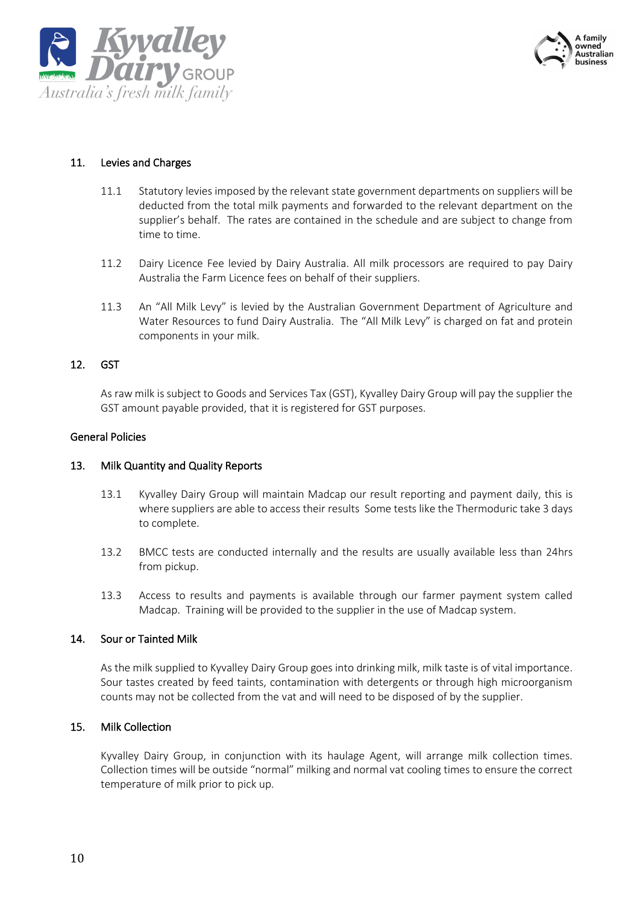## 11. Levies and Charges

11.1 Statutory levies imposed by the relevant state government departments on suppliers will be deducted from the total milk payments and forwarded to the relevant department on the supplier's behalf. The rates are contained in the schedule and are subject to change from time to time.

11.2 Dairy Licence Fee levied by Dairy Australia. All milk processors are required to pay Dairy Australia the Farm Licence fees on behalf of their suppliers.

11.3 An "All Milk Levy" is levied by the Australian Government Department of Agriculture and Water Resources to fund Dairy Australia. The "All Milk Levy" is charged on fat and protein components in your milk.

## 12. GST

As raw milk is subject to Goods and Services Tax (GST), Kyvalley Dairy Group will pay the supplier the GST amount payable provided, that it is registered for GST purposes.

# General Policies

## 13. Milk Quantity and Quality Reports

13.1 Kyvalley Dairy Group will maintain Madcap our result reporting and payment daily, this is where suppliers are able to access their results Some tests like the Thermoduric take 3 days to complete.

13.2 BMCC tests are conducted internally and the results are usually available less than 24hrs from pickup.

13.3 Access to results and payments is available through our farmer payment system called Madcap. Training will be provided to the supplier in the use of Madcap system.

## 14. Sour or Tainted Milk

As the milk supplied to Kyvalley Dairy Group goes into drinking milk, milk taste is of vital importance. Sour tastes created by feed taints, contamination with detergents or through high microorganism counts may not be collected from the vat and will need to be disposed of by the supplier.

## 15. Milk Collection

Kyvalley Dairy Group, in conjunction with its haulage Agent, will arrange milk collection times. Collection times will be outside "normal" milking and normal vat cooling times to ensure the correct temperature of milk prior to pick up.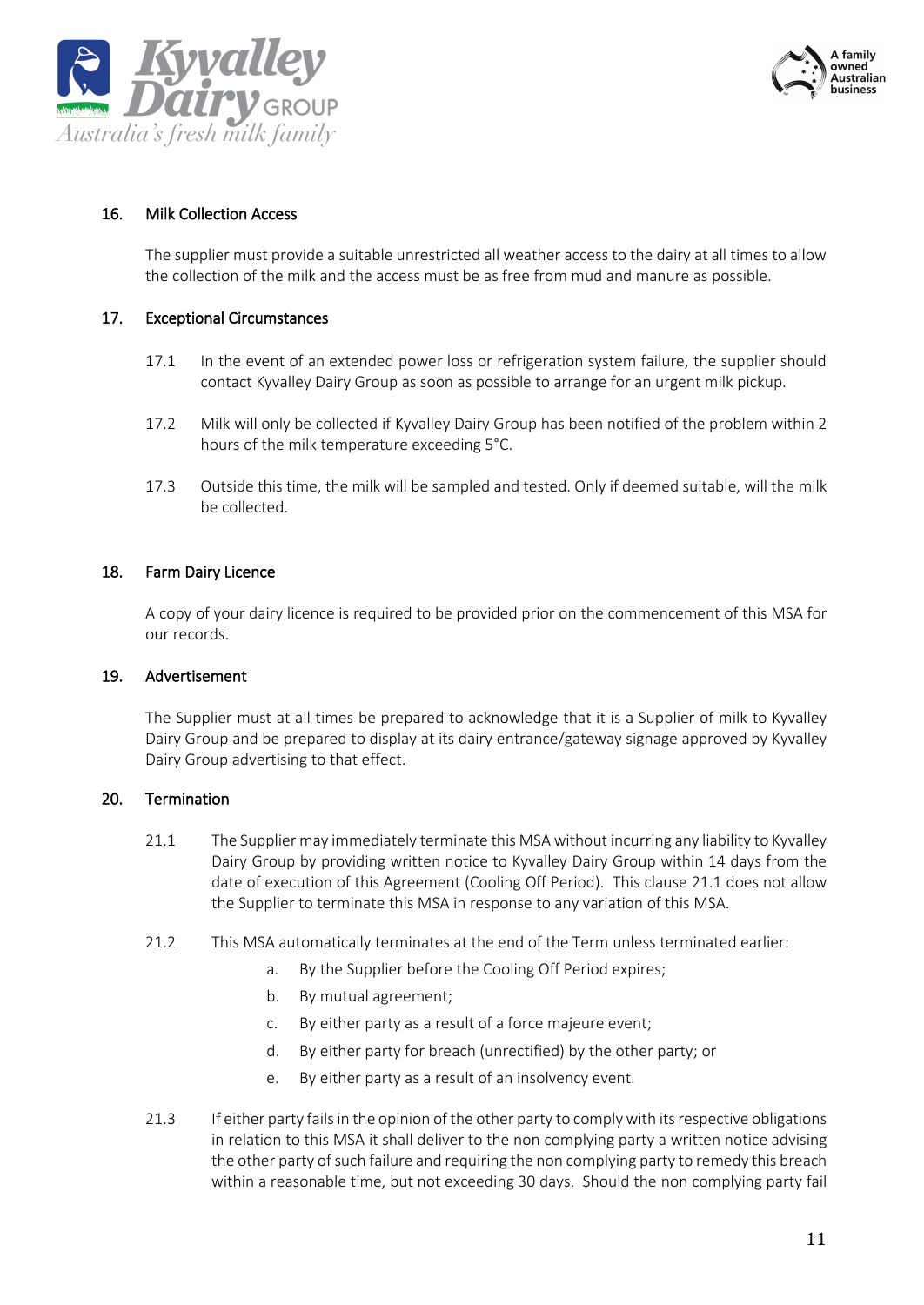## 16. Milk Collection Access

The supplier must provide a suitable unrestricted all weather access to the dairy at all times to allow the collection of the milk and the access must be as free from mud and manure as possible.

## 17. Exceptional Circumstances

17.1 In the event of an extended power loss or refrigeration system failure, the supplier should contact Kyvalley Dairy Group as soon as possible to arrange for an urgent milk pickup.

17.2 Milk will only be collected if Kyvalley Dairy Group has been notified of the problem within 2 hours of the milk temperature exceeding 5°C.

17.3 Outside this time, the milk will be sampled and tested. Only if deemed suitable, will the milk be collected.

## 18. Farm Dairy Licence

A copy of your dairy licence is required to be provided prior on the commencement of this MSA for our records.

## 19. Advertisement

The Supplier must at all times be prepared to acknowledge that it is a Supplier of milk to Kyvalley Dairy Group and be prepared to display at its dairy entrance/gateway signage approved by Kyvalley Dairy Group advertising to that effect.

## 20. Termination

21.1 The Supplier may immediately terminate this MSA without incurring any liability to Kyvalley Dairy Group by providing written notice to Kyvalley Dairy Group within 14 days from the date of execution of this Agreement (Cooling Off Period). This clause 21.1 does not allow the Supplier to terminate this MSA in response to any variation of this MSA.

21.2 This MSA automatically terminates at the end of the Term unless terminated earlier:

a. By the Supplier before the Cooling Off Period expires;

b. By mutual agreement;

c. By either party as a result of a force majeure event;

d. By either party for breach (unrectified) by the other party; or

e. By either party as a result of an insolvency event.

21.3 If either party fails in the opinion of the other party to comply with its respective obligations in relation to this MSA it shall deliver to the non complying party a written notice advising the other party of such failure and requiring the non complying party to remedy this breach within a reasonable time, but not exceeding 30 days. Should the non complying party fail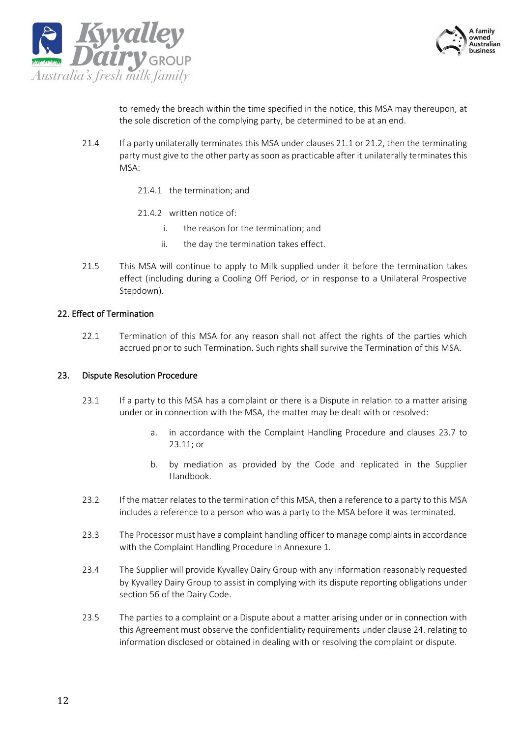to remedy the breach within the time specified in the notice, this MSA may thereupon, at the sole discretion of the complying party, be determined to be at an end.

21.4 If a party unilaterally terminates this MSA under clauses 21.1 or 21.2, then the terminating party must give to the other party as soon as practicable after it unilaterally terminates this MSA:

21.4.1 the termination; and

21.4.2 written notice of:

i. the reason for the termination; and

ii. the day the termination takes effect.

21.5 This MSA will continue to apply to Milk supplied under it before the termination takes effect (including during a Cooling Off Period, or in response to a Unilateral Prospective Stepdown).

## 22. Effect of Termination

22.1 Termination of this MSA for any reason shall not affect the rights of the parties which accrued prior to such Termination. Such rights shall survive the Termination of this MSA.

## 23. Dispute Resolution Procedure

23.1 If a party to this MSA has a complaint or there is a Dispute in relation to a matter arising under or in connection with the MSA, the matter may be dealt with or resolved:

a. in accordance with the Complaint Handling Procedure and clauses 23.7 to 23.11; or

b. by mediation as provided by the Code and replicated in the Supplier Handbook.

23.2 If the matter relates to the termination of this MSA, then a reference to a party to this MSA includes a reference to a person who was a party to the MSA before it was terminated.

23.3 The Processor must have a complaint handling officer to manage complaints in accordance with the Complaint Handling Procedure in Annexure 1.

23.4 The Supplier will provide Kyvalley Dairy Group with any information reasonably requested by Kyvalley Dairy Group to assist in complying with its dispute reporting obligations under section 56 of the Dairy Code.

23.5 The parties to a complaint or a Dispute about a matter arising under or in connection with this Agreement must observe the confidentiality requirements under clause 24. relating to information disclosed or obtained in dealing with or resolving the complaint or dispute.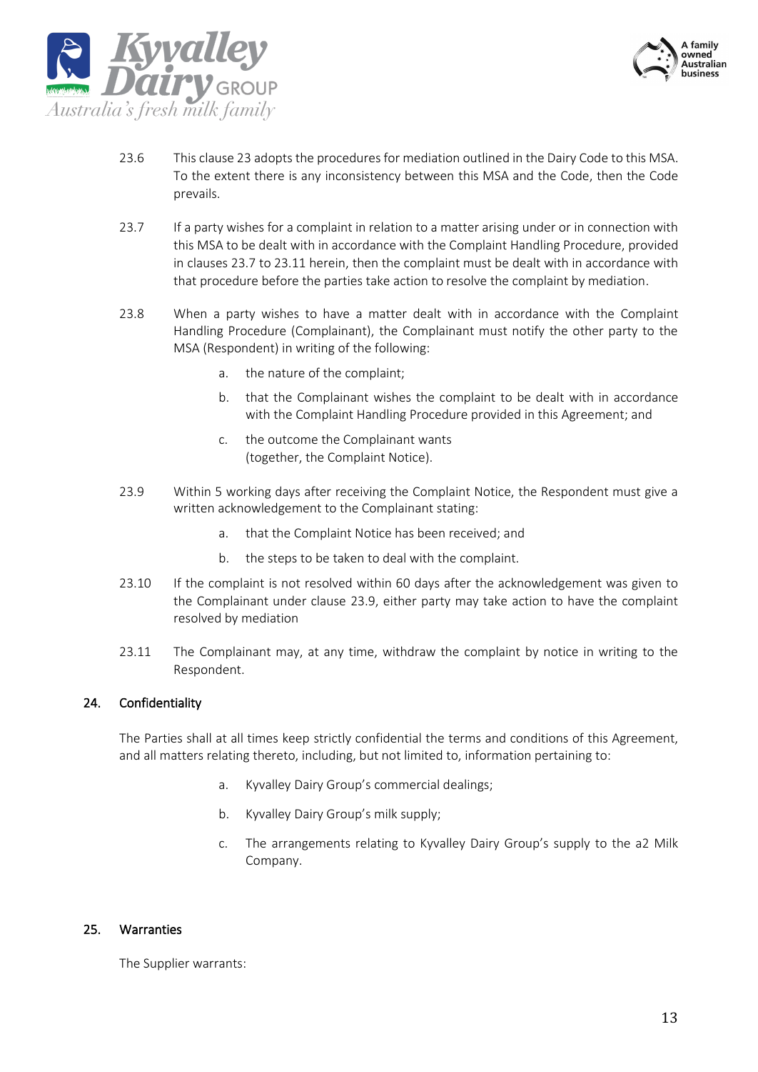23.6 This clause 23 adopts the procedures for mediation outlined in the Dairy Code to this MSA. To the extent there is any inconsistency between this MSA and the Code, then the Code prevails.

23.7 If a party wishes for a complaint in relation to a matter arising under or in connection with this MSA to be dealt with in accordance with the Complaint Handling Procedure, provided in clauses 23.7 to 23.11 herein, then the complaint must be dealt with in accordance with that procedure before the parties take action to resolve the complaint by mediation.

23.8 When a party wishes to have a matter dealt with in accordance with the Complaint Handling Procedure (Complainant), the Complainant must notify the other party to the MSA (Respondent) in writing of the following:

a. the nature of the complaint;

b. that the Complainant wishes the complaint to be dealt with in accordance with the Complaint Handling Procedure provided in this Agreement; and

c. the outcome the Complainant wants
(together, the Complaint Notice).

23.9 Within 5 working days after receiving the Complaint Notice, the Respondent must give a written acknowledgement to the Complainant stating:

a. that the Complaint Notice has been received; and

b. the steps to be taken to deal with the complaint.

23.10 If the complaint is not resolved within 60 days after the acknowledgement was given to the Complainant under clause 23.9, either party may take action to have the complaint resolved by mediation

23.11 The Complainant may, at any time, withdraw the complaint by notice in writing to the Respondent.

## 24. Confidentiality

The Parties shall at all times keep strictly confidential the terms and conditions of this Agreement, and all matters relating thereto, including, but not limited to, information pertaining to:

a. Kyvalley Dairy Group's commercial dealings;

b. Kyvalley Dairy Group's milk supply;

c. The arrangements relating to Kyvalley Dairy Group's supply to the a2 Milk Company.

## 25. Warranties

The Supplier warrants: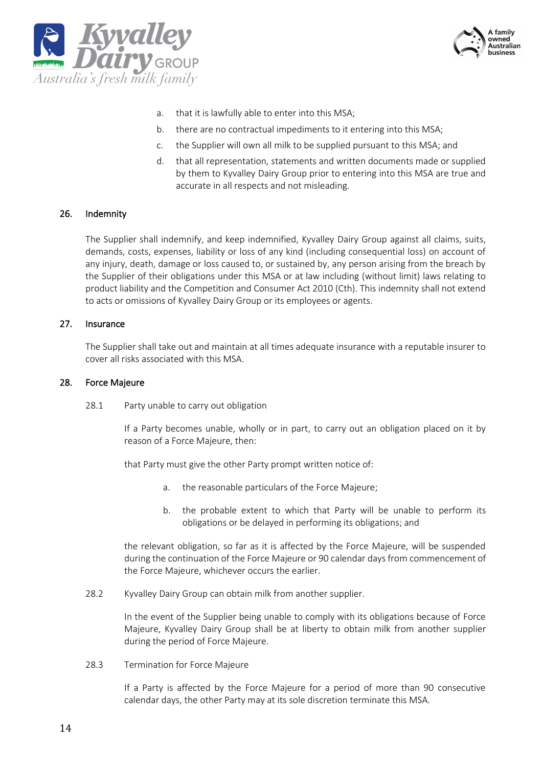a. that it is lawfully able to enter into this MSA;
b. there are no contractual impediments to it entering into this MSA;
c. the Supplier will own all milk to be supplied pursuant to this MSA; and
d. that all representation, statements and written documents made or supplied by them to Kyvalley Dairy Group prior to entering into this MSA are true and accurate in all respects and not misleading.

## 26. Indemnity

The Supplier shall indemnify, and keep indemnified, Kyvalley Dairy Group against all claims, suits, demands, costs, expenses, liability or loss of any kind (including consequential loss) on account of any injury, death, damage or loss caused to, or sustained by, any person arising from the breach by the Supplier of their obligations under this MSA or at law including (without limit) laws relating to product liability and the Competition and Consumer Act 2010 (Cth). This indemnity shall not extend to acts or omissions of Kyvalley Dairy Group or its employees or agents.

## 27. Insurance

The Supplier shall take out and maintain at all times adequate insurance with a reputable insurer to cover all risks associated with this MSA.

## 28. Force Majeure

### 28.1 Party unable to carry out obligation

If a Party becomes unable, wholly or in part, to carry out an obligation placed on it by reason of a Force Majeure, then:

that Party must give the other Party prompt written notice of:

a. the reasonable particulars of the Force Majeure;
b. the probable extent to which that Party will be unable to perform its obligations or be delayed in performing its obligations; and

the relevant obligation, so far as it is affected by the Force Majeure, will be suspended during the continuation of the Force Majeure or 90 calendar days from commencement of the Force Majeure, whichever occurs the earlier.

### 28.2 Kyvalley Dairy Group can obtain milk from another supplier.

In the event of the Supplier being unable to comply with its obligations because of Force Majeure, Kyvalley Dairy Group shall be at liberty to obtain milk from another supplier during the period of Force Majeure.

### 28.3 Termination for Force Majeure

If a Party is affected by the Force Majeure for a period of more than 90 consecutive calendar days, the other Party may at its sole discretion terminate this MSA.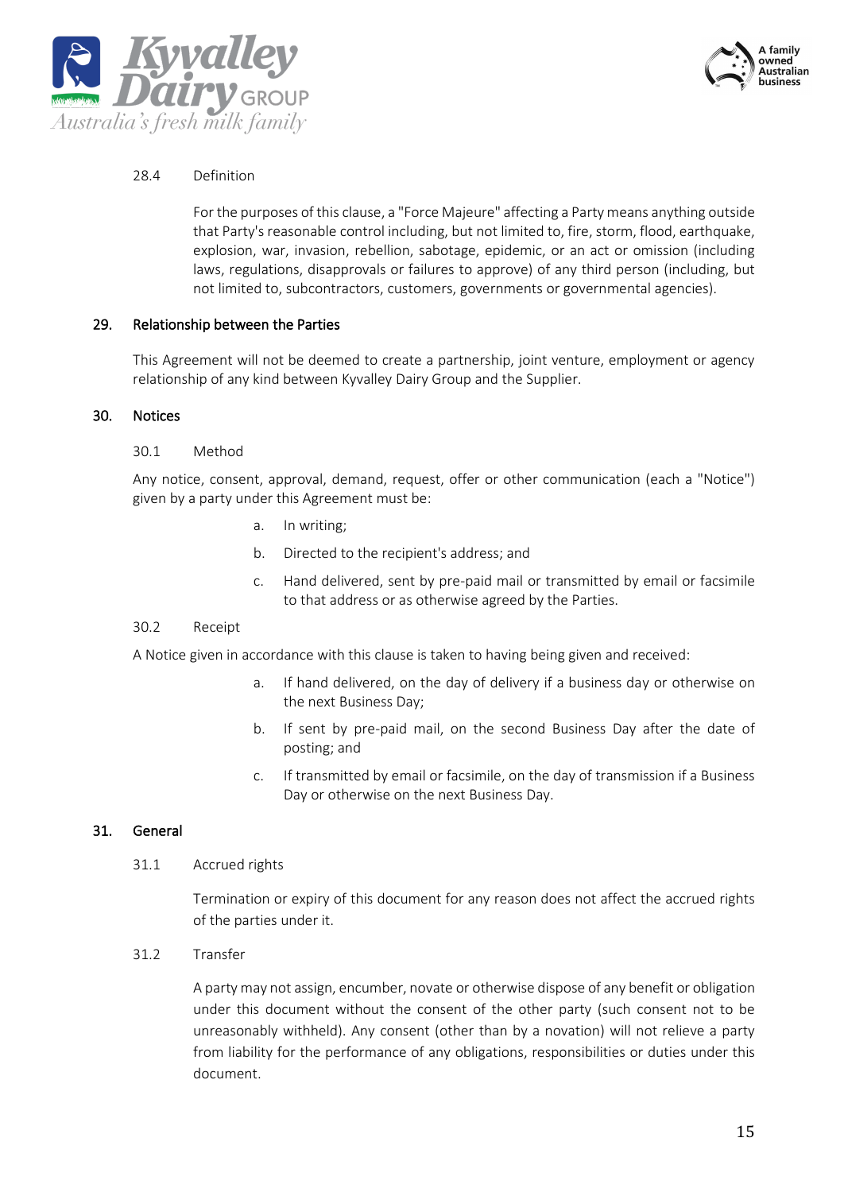28.4 Definition

For the purposes of this clause, a "Force Majeure" affecting a Party means anything outside that Party's reasonable control including, but not limited to, fire, storm, flood, earthquake, explosion, war, invasion, rebellion, sabotage, epidemic, or an act or omission (including laws, regulations, disapprovals or failures to approve) of any third person (including, but not limited to, subcontractors, customers, governments or governmental agencies).

## 29. Relationship between the Parties

This Agreement will not be deemed to create a partnership, joint venture, employment or agency relationship of any kind between Kyvalley Dairy Group and the Supplier.

## 30. Notices

30.1 Method

Any notice, consent, approval, demand, request, offer or other communication (each a "Notice") given by a party under this Agreement must be:

a. In writing;

b. Directed to the recipient's address; and

c. Hand delivered, sent by pre-paid mail or transmitted by email or facsimile to that address or as otherwise agreed by the Parties.

30.2 Receipt

A Notice given in accordance with this clause is taken to having being given and received:

a. If hand delivered, on the day of delivery if a business day or otherwise on the next Business Day;

b. If sent by pre-paid mail, on the second Business Day after the date of posting; and

c. If transmitted by email or facsimile, on the day of transmission if a Business Day or otherwise on the next Business Day.

## 31. General

31.1 Accrued rights

Termination or expiry of this document for any reason does not affect the accrued rights of the parties under it.

31.2 Transfer

A party may not assign, encumber, novate or otherwise dispose of any benefit or obligation under this document without the consent of the other party (such consent not to be unreasonably withheld). Any consent (other than by a novation) will not relieve a party from liability for the performance of any obligations, responsibilities or duties under this document.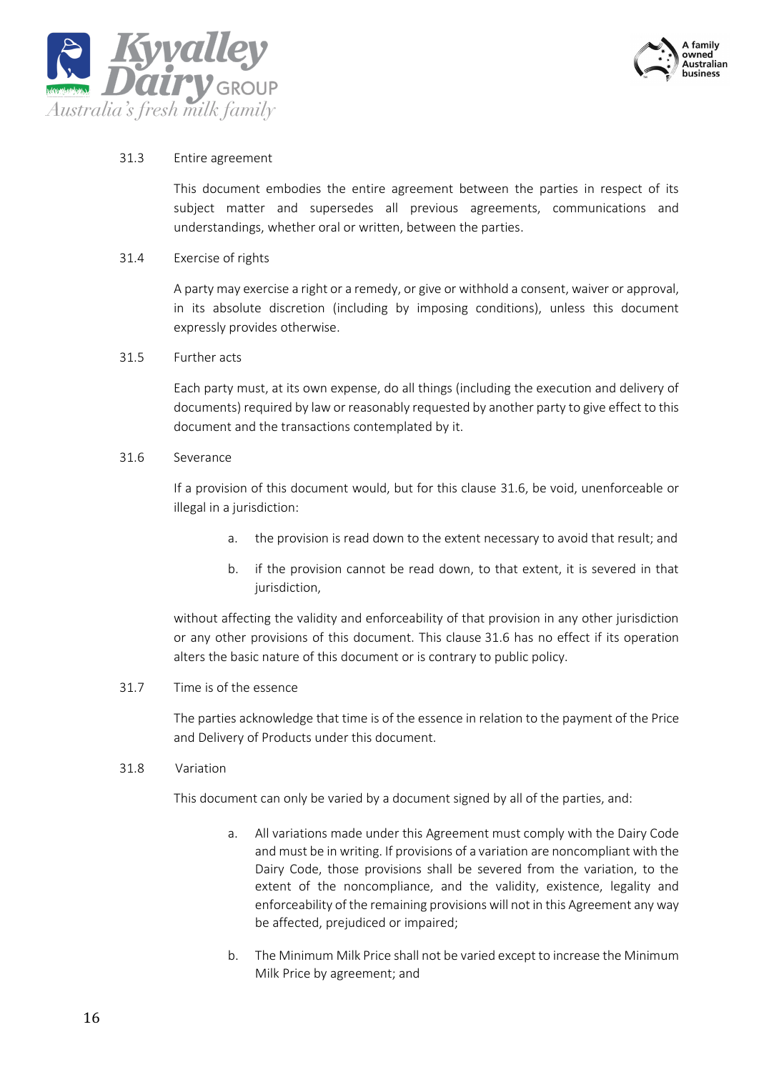31.3 Entire agreement

This document embodies the entire agreement between the parties in respect of its subject matter and supersedes all previous agreements, communications and understandings, whether oral or written, between the parties.

31.4 Exercise of rights

A party may exercise a right or a remedy, or give or withhold a consent, waiver or approval, in its absolute discretion (including by imposing conditions), unless this document expressly provides otherwise.

31.5 Further acts

Each party must, at its own expense, do all things (including the execution and delivery of documents) required by law or reasonably requested by another party to give effect to this document and the transactions contemplated by it.

31.6 Severance

If a provision of this document would, but for this clause 31.6, be void, unenforceable or illegal in a jurisdiction:

a. the provision is read down to the extent necessary to avoid that result; and

b. if the provision cannot be read down, to that extent, it is severed in that jurisdiction,

without affecting the validity and enforceability of that provision in any other jurisdiction or any other provisions of this document. This clause 31.6 has no effect if its operation alters the basic nature of this document or is contrary to public policy.

31.7 Time is of the essence

The parties acknowledge that time is of the essence in relation to the payment of the Price and Delivery of Products under this document.

31.8 Variation

This document can only be varied by a document signed by all of the parties, and:

a. All variations made under this Agreement must comply with the Dairy Code and must be in writing. If provisions of a variation are noncompliant with the Dairy Code, those provisions shall be severed from the variation, to the extent of the noncompliance, and the validity, existence, legality and enforceability of the remaining provisions will not in this Agreement any way be affected, prejudiced or impaired;

b. The Minimum Milk Price shall not be varied except to increase the Minimum Milk Price by agreement; and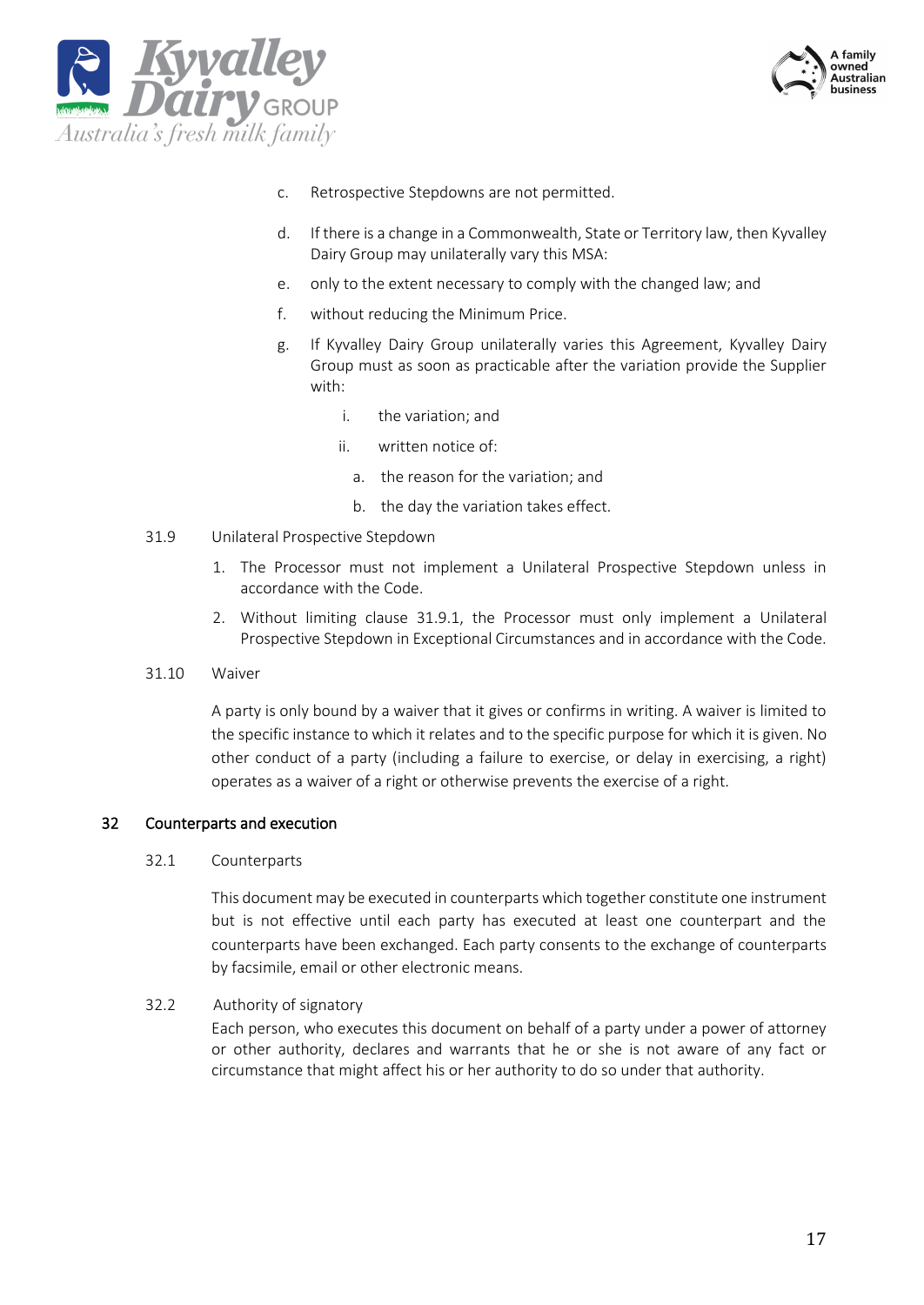c. Retrospective Stepdowns are not permitted.

d. If there is a change in a Commonwealth, State or Territory law, then Kyvalley Dairy Group may unilaterally vary this MSA:

e. only to the extent necessary to comply with the changed law; and

f. without reducing the Minimum Price.

g. If Kyvalley Dairy Group unilaterally varies this Agreement, Kyvalley Dairy Group must as soon as practicable after the variation provide the Supplier with:

   i. the variation; and

   ii. written notice of:

      a. the reason for the variation; and

      b. the day the variation takes effect.

31.9 Unilateral Prospective Stepdown

1. The Processor must not implement a Unilateral Prospective Stepdown unless in accordance with the Code.
2. Without limiting clause 31.9.1, the Processor must only implement a Unilateral Prospective Stepdown in Exceptional Circumstances and in accordance with the Code.

31.10 Waiver

A party is only bound by a waiver that it gives or confirms in writing. A waiver is limited to the specific instance to which it relates and to the specific purpose for which it is given. No other conduct of a party (including a failure to exercise, or delay in exercising, a right) operates as a waiver of a right or otherwise prevents the exercise of a right.

## 32 Counterparts and execution

32.1 Counterparts

This document may be executed in counterparts which together constitute one instrument but is not effective until each party has executed at least one counterpart and the counterparts have been exchanged. Each party consents to the exchange of counterparts by facsimile, email or other electronic means.

32.2 Authority of signatory

Each person, who executes this document on behalf of a party under a power of attorney or other authority, declares and warrants that he or she is not aware of any fact or circumstance that might affect his or her authority to do so under that authority.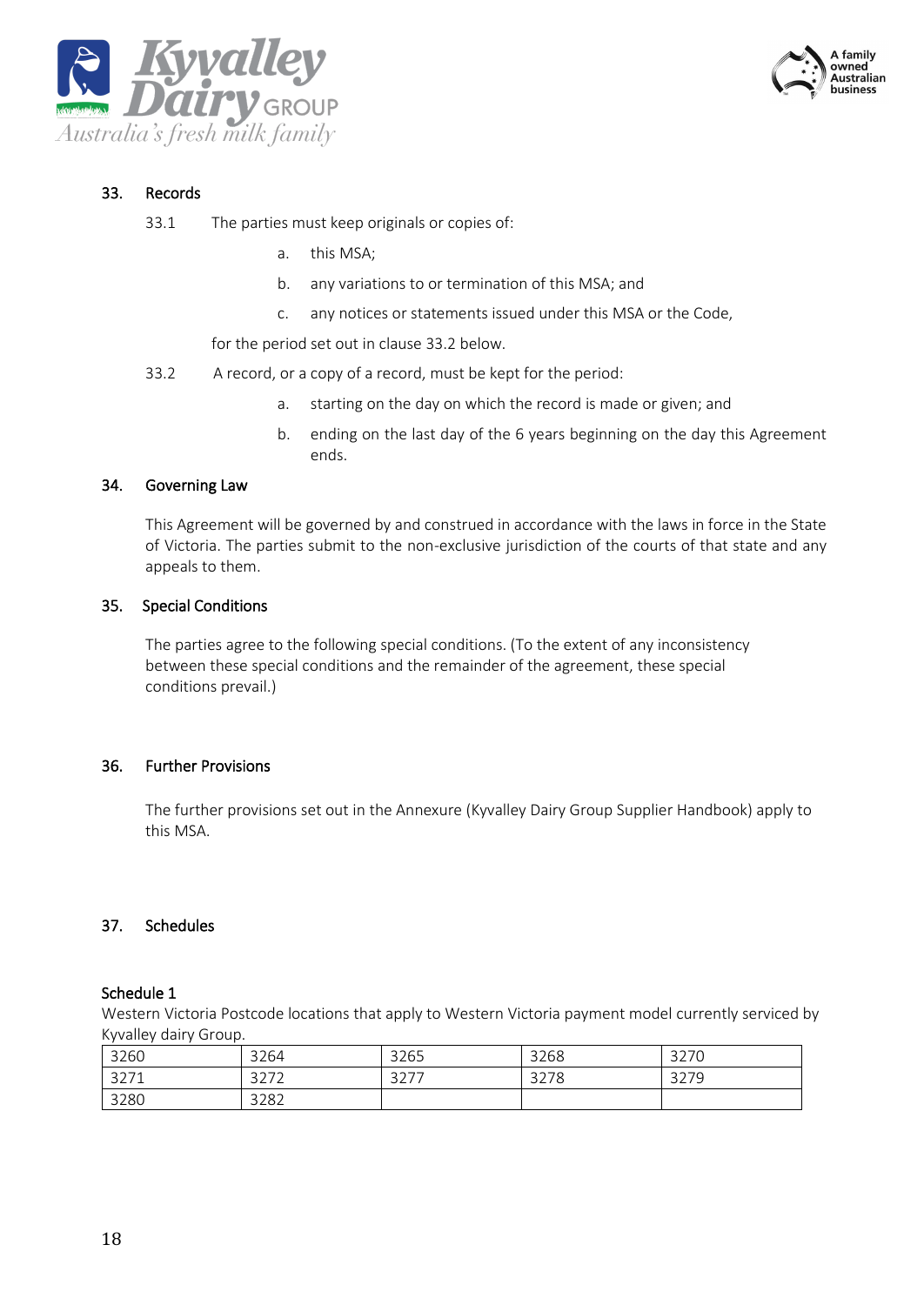## 33. Records

33.1 The parties must keep originals or copies of:

a. this MSA;

b. any variations to or termination of this MSA; and

c. any notices or statements issued under this MSA or the Code,

for the period set out in clause 33.2 below.

33.2 A record, or a copy of a record, must be kept for the period:

a. starting on the day on which the record is made or given; and

b. ending on the last day of the 6 years beginning on the day this Agreement ends.

## 34. Governing Law

This Agreement will be governed by and construed in accordance with the laws in force in the State of Victoria. The parties submit to the non-exclusive jurisdiction of the courts of that state and any appeals to them.

## 35. Special Conditions

The parties agree to the following special conditions. (To the extent of any inconsistency between these special conditions and the remainder of the agreement, these special conditions prevail.)

## 36. Further Provisions

The further provisions set out in the Annexure (Kyvalley Dairy Group Supplier Handbook) apply to this MSA.

## 37. Schedules

### Schedule 1

Western Victoria Postcode locations that apply to Western Victoria payment model currently serviced by Kyvalley dairy Group.

| | | | | |
|---|---|---|---|---|
| 3260 | 3264 | 3265 | 3268 | 3270 |
| 3271 | 3272 | 3277 | 3278 | 3279 |
| 3280 | 3282 | | | |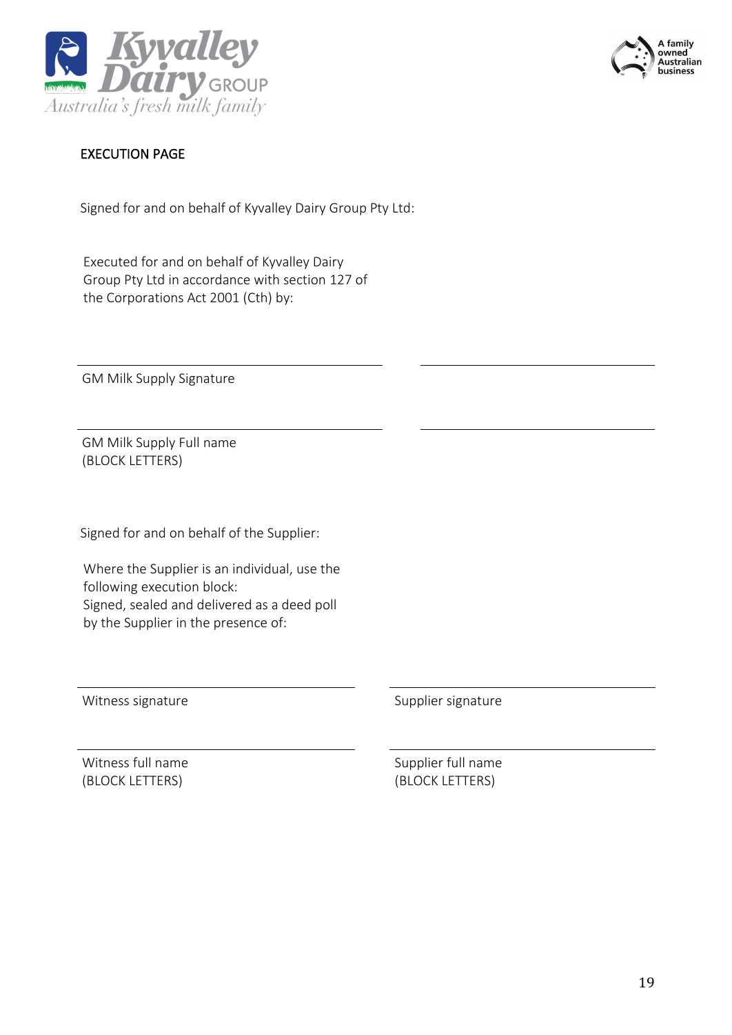EXECUTION PAGE

Signed for and on behalf of Kyvalley Dairy Group Pty Ltd:

Executed for and on behalf of Kyvalley Dairy Group Pty Ltd in accordance with section 127 of the Corporations Act 2001 (Cth) by:

GM Milk Supply Signature

GM Milk Supply Full name
(BLOCK LETTERS)

Signed for and on behalf of the Supplier:

Where the Supplier is an individual, use the following execution block:
Signed, sealed and delivered as a deed poll by the Supplier in the presence of:

| Witness signature | Supplier signature |
|---|---|
| Witness full name (BLOCK LETTERS) | Supplier full name (BLOCK LETTERS) |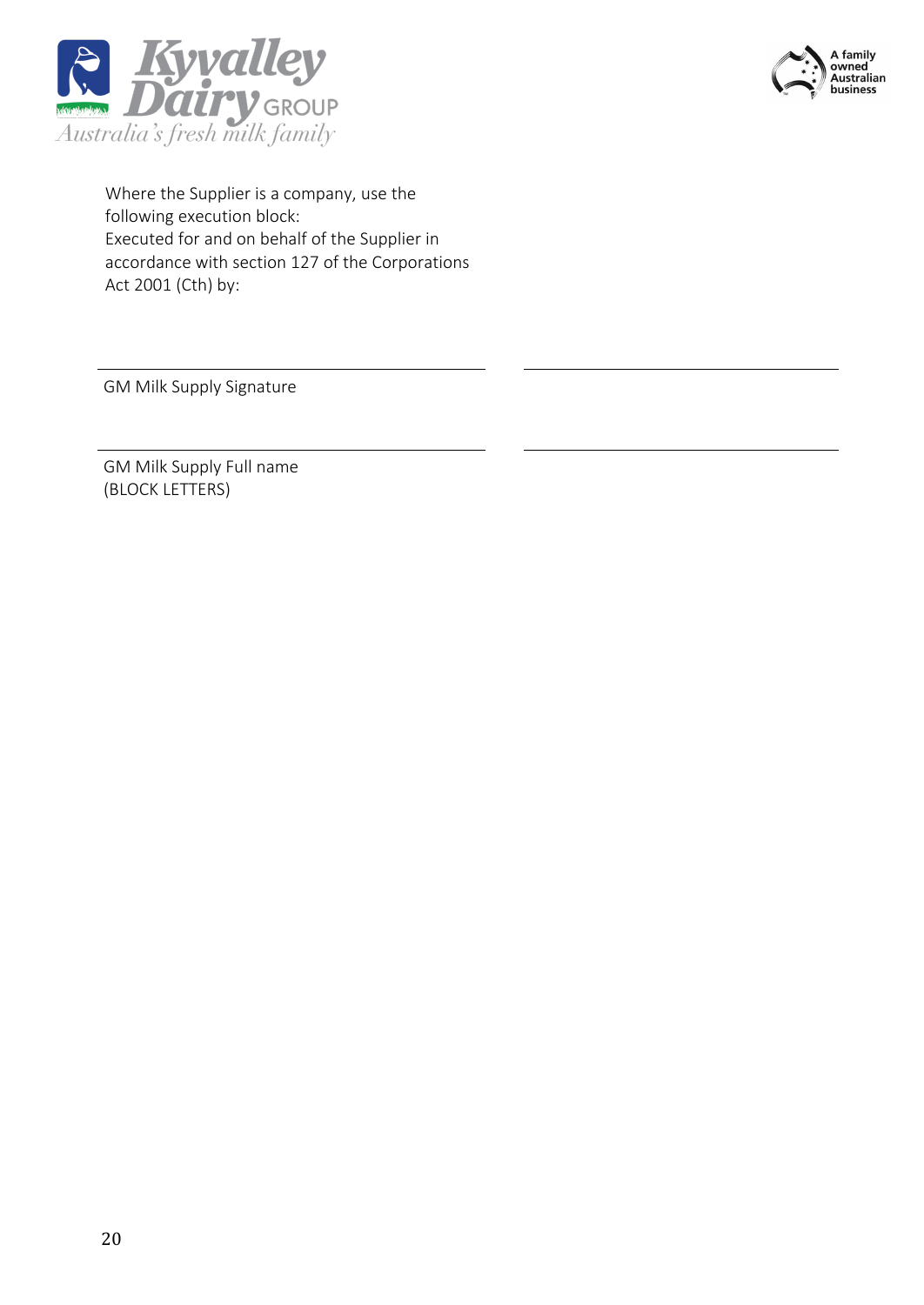Where the Supplier is a company, use the following execution block:
Executed for and on behalf of the Supplier in accordance with section 127 of the Corporations Act 2001 (Cth) by:

\_\_\_\_\_\_\_\_\_\_\_\_\_\_\_\_\_\_\_\_\_\_\_\_\_\_\_\_\_\_ \_\_\_\_\_\_\_\_\_\_\_\_\_\_\_\_\_\_\_\_\_\_\_\_\_\_\_\_\_\_

GM Milk Supply Signature

\_\_\_\_\_\_\_\_\_\_\_\_\_\_\_\_\_\_\_\_\_\_\_\_\_\_\_\_\_\_ \_\_\_\_\_\_\_\_\_\_\_\_\_\_\_\_\_\_\_\_\_\_\_\_\_\_\_\_\_\_

GM Milk Supply Full name
(BLOCK LETTERS)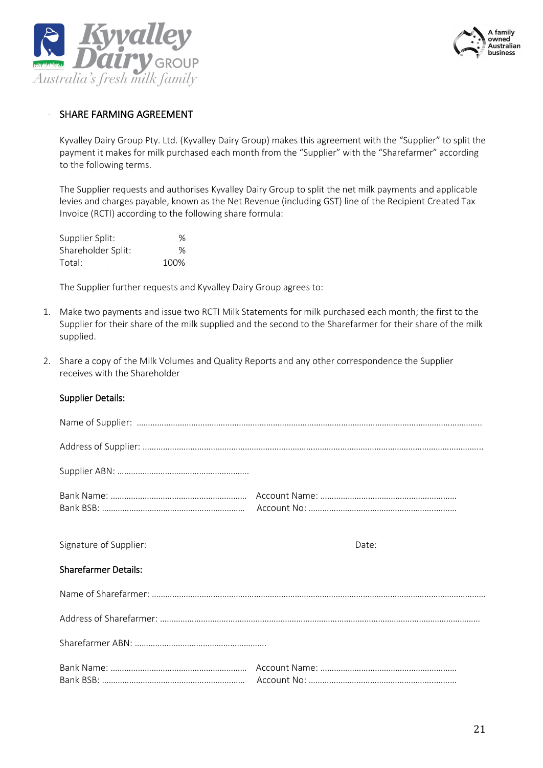## SHARE FARMING AGREEMENT

Kyvalley Dairy Group Pty. Ltd. (Kyvalley Dairy Group) makes this agreement with the "Supplier" to split the payment it makes for milk purchased each month from the "Supplier" with the "Sharefarmer" according to the following terms.

The Supplier requests and authorises Kyvalley Dairy Group to split the net milk payments and applicable levies and charges payable, known as the Net Revenue (including GST) line of the Recipient Created Tax Invoice (RCTI) according to the following share formula:

| | |
|---|---|
| Supplier Split: | % |
| Shareholder Split: | % |
| Total: | 100% |

The Supplier further requests and Kyvalley Dairy Group agrees to:

1. Make two payments and issue two RCTI Milk Statements for milk purchased each month; the first to the Supplier for their share of the milk supplied and the second to the Sharefarmer for their share of the milk supplied.
2. Share a copy of the Milk Volumes and Quality Reports and any other correspondence the Supplier receives with the Shareholder

**Supplier Details:**

Name of Supplier: ……………………………………………………………………………………………………………………

Address of Supplier: ……………………………………………………………………………………………………………………

Supplier ABN: ………………………………………………….

Bank Name: …………………………………………………… Account Name: ……………………………………………………
Bank BSB: ……………………………………………………… Account No: ………………………………………………………

Signature of Supplier: Date:

**Sharefarmer Details:**

Name of Sharefarmer: ……………………………………………………………………………………………………………………

Address of Sharefarmer: ………………………………………………………………………………………………………………

Sharefarmer ABN: ………………………………………………….

Bank Name: …………………………………………………… Account Name: ……………………………………………………
Bank BSB: ……………………………………………………… Account No: ………………………………………………………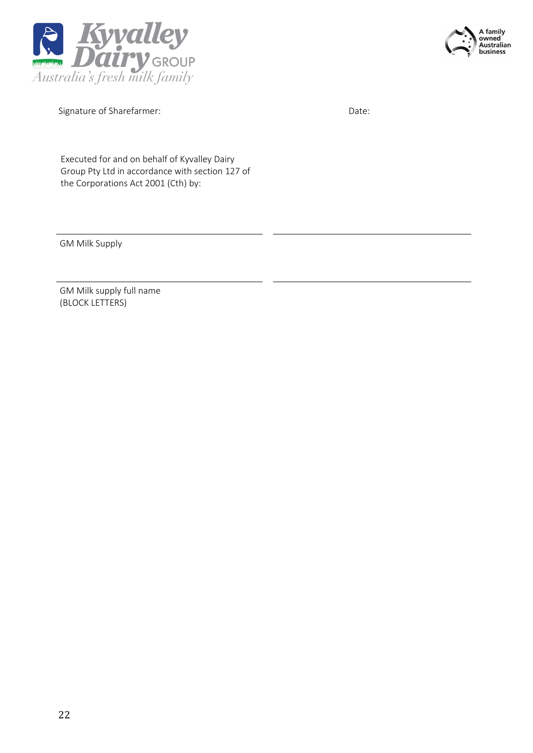Signature of Sharefarmer: Date:

Executed for and on behalf of Kyvalley Dairy Group Pty Ltd in accordance with section 127 of the Corporations Act 2001 (Cth) by:

______________________________ ______________________________

GM Milk Supply

______________________________ ______________________________

GM Milk supply full name
(BLOCK LETTERS)